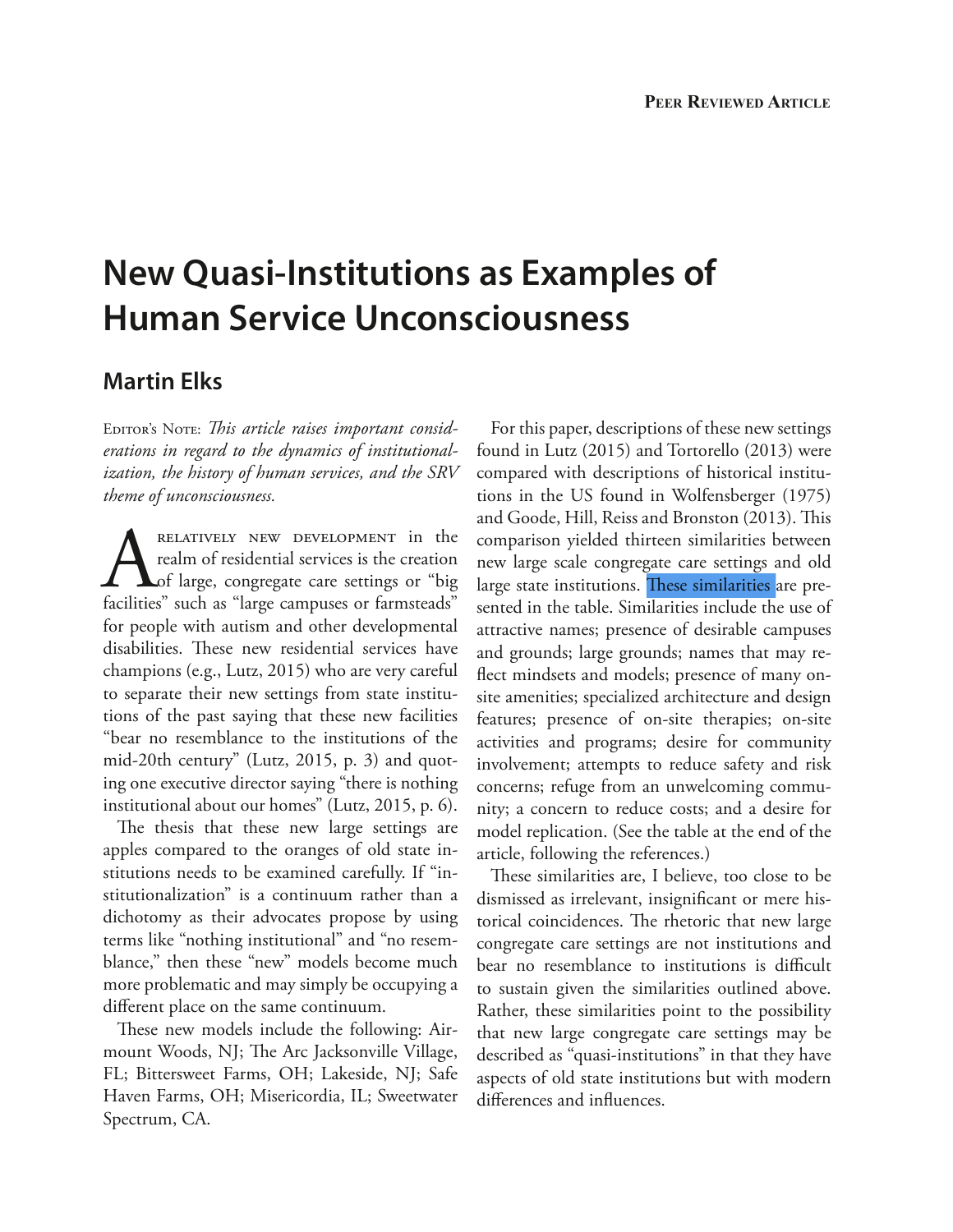# New Quasi-Institutions as Examples of Human Service Unconsciousness

## Martin Elks

Editor's Note: *This article raises important considerations in regard to the dynamics of institutionalization, the history of human services, and the SRV theme of unconsciousness.*

A relatively new development in the realm of residential services is the creation of large, congregate care settings or "big facilities" such as "large campuses or farmsteads" for people with autism and other developmental disabilities. These new residential services have champions (e.g., Lutz, 2015) who are very careful to separate their new settings from state institutions of the past saying that these new facilities "bear no resemblance to the institutions of the mid-20th century" (Lutz, 2015, p. 3) and quoting one executive director saying "there is nothing institutional about our homes" (Lutz, 2015, p. 6).

The thesis that these new large settings are apples compared to the oranges of old state institutions needs to be examined carefully. If "institutionalization" is a continuum rather than a dichotomy as their advocates propose by using terms like "nothing institutional" and "no resemblance," then these "new" models become much more problematic and may simply be occupying a different place on the same continuum.

These new models include the following: Airmount Woods, NJ; The Arc Jacksonville Village, FL; Bittersweet Farms, OH; Lakeside, NJ; Safe Haven Farms, OH; Misericordia, IL; Sweetwater Spectrum, CA.

For this paper, descriptions of these new settings found in Lutz (2015) and Tortorello (2013) were compared with descriptions of historical institutions in the US found in Wolfensberger (1975) and Goode, Hill, Reiss and Bronston (2013). This comparison yielded thirteen similarities between new large scale congregate care settings and old large state institutions. These similarities are presented in the table. Similarities include the use of attractive names; presence of desirable campuses and grounds; large grounds; names that may reflect mindsets and models; presence of many on-site amenities; specialized architecture and design features; presence of on-site therapies; on-site activities and programs; desire for community involvement; attempts to reduce safety and risk concerns; refuge from an unwelcoming community; a concern to reduce costs; and a desire for model replication. (See the table at the end of the article, following the references.)

These similarities are, I believe, too close to be dismissed as irrelevant, insignificant or mere historical coincidences. The rhetoric that new large congregate care settings are not institutions and bear no resemblance to institutions is difficult to sustain given the similarities outlined above. Rather, these similarities point to the possibility that new large congregate care settings may be described as "quasi-institutions" in that they have aspects of old state institutions but with modern differences and influences.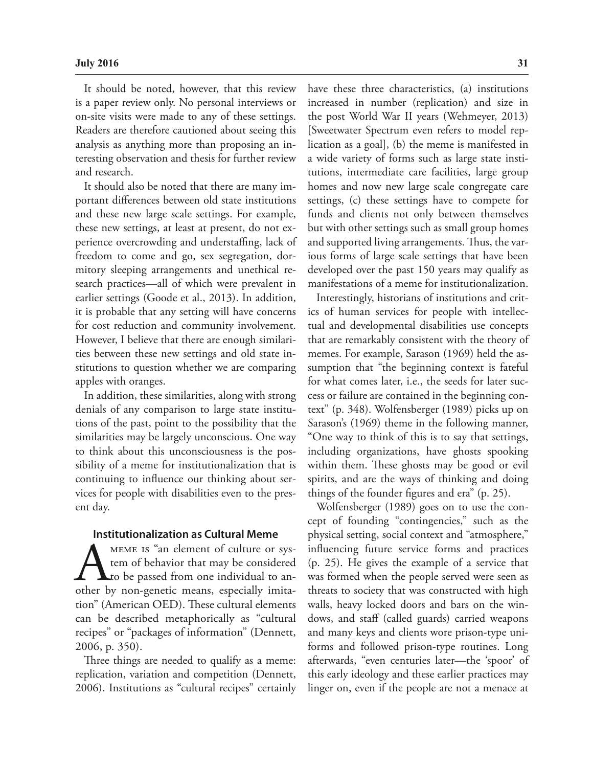It should be noted, however, that this review is a paper review only. No personal interviews or on-site visits were made to any of these settings. Readers are therefore cautioned about seeing this analysis as anything more than proposing an interesting observation and thesis for further review and research.

It should also be noted that there are many important differences between old state institutions and these new large scale settings. For example, these new settings, at least at present, do not experience overcrowding and understaffing, lack of freedom to come and go, sex segregation, dormitory sleeping arrangements and unethical research practices—all of which were prevalent in earlier settings (Goode et al., 2013). In addition, it is probable that any setting will have concerns for cost reduction and community involvement. However, I believe that there are enough similarities between these new settings and old state institutions to question whether we are comparing apples with oranges.

In addition, these similarities, along with strong denials of any comparison to large state institutions of the past, point to the possibility that the similarities may be largely unconscious. One way to think about this unconsciousness is the possibility of a meme for institutionalization that is continuing to influence our thinking about services for people with disabilities even to the present day.

## Institutionalization as Cultural Meme

A meme is "an element of culture or system of behavior that may be considered to be passed from one individual to another by non-genetic means, especially imitation" (American OED). These cultural elements can be described metaphorically as "cultural recipes" or "packages of information" (Dennett, 2006, p. 350).

Three things are needed to qualify as a meme: replication, variation and competition (Dennett, 2006). Institutions as "cultural recipes" certainly have these three characteristics, (a) institutions increased in number (replication) and size in the post World War II years (Wehmeyer, 2013) [Sweetwater Spectrum even refers to model replication as a goal], (b) the meme is manifested in a wide variety of forms such as large state institutions, intermediate care facilities, large group homes and now new large scale congregate care settings, (c) these settings have to compete for funds and clients not only between themselves but with other settings such as small group homes and supported living arrangements. Thus, the various forms of large scale settings that have been developed over the past 150 years may qualify as manifestations of a meme for institutionalization.

Interestingly, historians of institutions and critics of human services for people with intellectual and developmental disabilities use concepts that are remarkably consistent with the theory of memes. For example, Sarason (1969) held the assumption that "the beginning context is fateful for what comes later, i.e., the seeds for later success or failure are contained in the beginning context" (p. 348). Wolfensberger (1989) picks up on Sarason's (1969) theme in the following manner, "One way to think of this is to say that settings, including organizations, have ghosts spooking within them. These ghosts may be good or evil spirits, and are the ways of thinking and doing things of the founder figures and era" (p. 25).

Wolfensberger (1989) goes on to use the concept of founding "contingencies," such as the physical setting, social context and "atmosphere," influencing future service forms and practices (p. 25). He gives the example of a service that was formed when the people served were seen as threats to society that was constructed with high walls, heavy locked doors and bars on the windows, and staff (called guards) carried weapons and many keys and clients wore prison-type uniforms and followed prison-type routines. Long afterwards, "even centuries later—the 'spoor' of this early ideology and these earlier practices may linger on, even if the people are not a menace at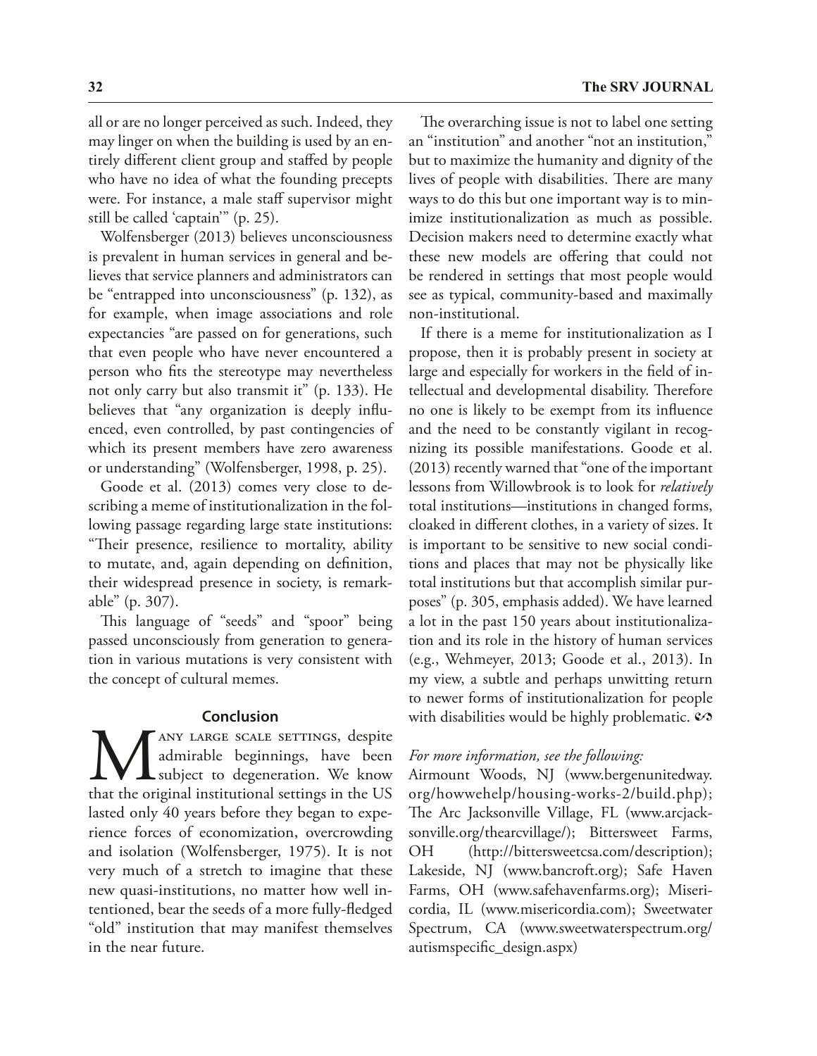all or are no longer perceived as such. Indeed, they may linger on when the building is used by an entirely different client group and staffed by people who have no idea of what the founding precepts were. For instance, a male staff supervisor might still be called 'captain'" (p. 25).

Wolfensberger (2013) believes unconsciousness is prevalent in human services in general and believes that service planners and administrators can be "entrapped into unconsciousness" (p. 132), as for example, when image associations and role expectancies "are passed on for generations, such that even people who have never encountered a person who fits the stereotype may nevertheless not only carry but also transmit it" (p. 133). He believes that "any organization is deeply influenced, even controlled, by past contingencies of which its present members have zero awareness or understanding" (Wolfensberger, 1998, p. 25).

Goode et al. (2013) comes very close to describing a meme of institutionalization in the following passage regarding large state institutions: "Their presence, resilience to mortality, ability to mutate, and, again depending on definition, their widespread presence in society, is remarkable" (p. 307).

This language of "seeds" and "spoor" being passed unconsciously from generation to generation in various mutations is very consistent with the concept of cultural memes.

## Conclusion

Many large scale settings, despite admirable beginnings, have been subject to degeneration. We know that the original institutional settings in the US lasted only 40 years before they began to experience forces of economization, overcrowding and isolation (Wolfensberger, 1975). It is not very much of a stretch to imagine that these new quasi-institutions, no matter how well intentioned, bear the seeds of a more fully-fledged "old" institution that may manifest themselves in the near future.

The overarching issue is not to label one setting an "institution" and another "not an institution," but to maximize the humanity and dignity of the lives of people with disabilities. There are many ways to do this but one important way is to minimize institutionalization as much as possible. Decision makers need to determine exactly what these new models are offering that could not be rendered in settings that most people would see as typical, community-based and maximally non-institutional.

If there is a meme for institutionalization as I propose, then it is probably present in society at large and especially for workers in the field of intellectual and developmental disability. Therefore no one is likely to be exempt from its influence and the need to be constantly vigilant in recognizing its possible manifestations. Goode et al. (2013) recently warned that "one of the important lessons from Willowbrook is to look for *relatively* total institutions—institutions in changed forms, cloaked in different clothes, in a variety of sizes. It is important to be sensitive to new social conditions and places that may not be physically like total institutions but that accomplish similar purposes" (p. 305, emphasis added). We have learned a lot in the past 150 years about institutionalization and its role in the history of human services (e.g., Wehmeyer, 2013; Goode et al., 2013). In my view, a subtle and perhaps unwitting return to newer forms of institutionalization for people with disabilities would be highly problematic. ☙

*For more information, see the following:*
Airmount Woods, NJ (www.bergenunitedway.org/howwehelp/housing-works-2/build.php); The Arc Jacksonville Village, FL (www.arcjacksonville.org/thearcvillage/); Bittersweet Farms, OH (http://bittersweetcsa.com/description); Lakeside, NJ (www.bancroft.org); Safe Haven Farms, OH (www.safehavenfarms.org); Misericordia, IL (www.misericordia.com); Sweetwater Spectrum, CA (www.sweetwaterspectrum.org/autismspecific_design.aspx)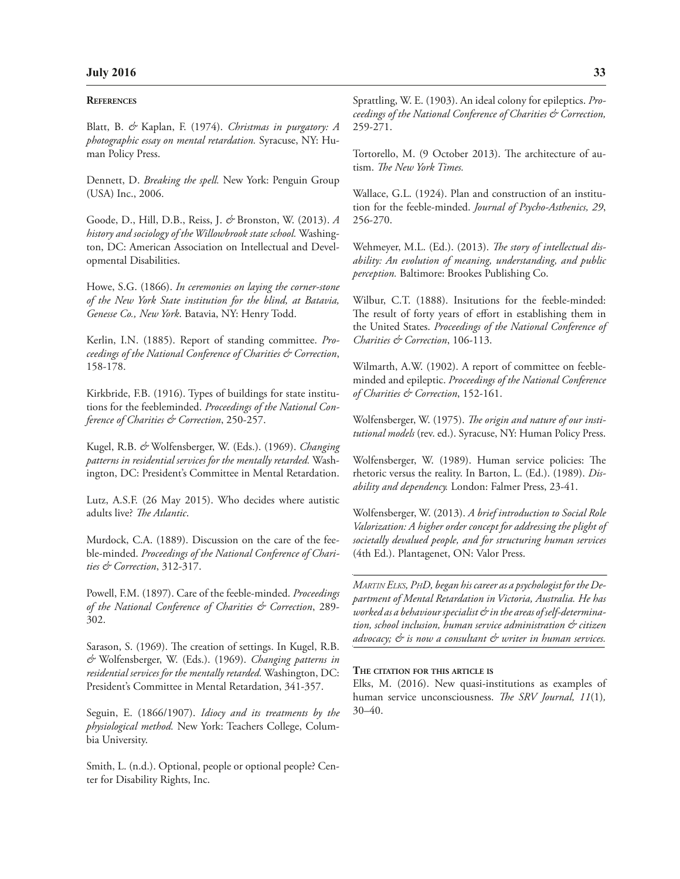## References

Blatt, B. & Kaplan, F. (1974). *Christmas in purgatory: A photographic essay on mental retardation.* Syracuse, NY: Human Policy Press.

Dennett, D. *Breaking the spell.* New York: Penguin Group (USA) Inc., 2006.

Goode, D., Hill, D.B., Reiss, J. & Bronston, W. (2013). *A history and sociology of the Willowbrook state school.* Washington, DC: American Association on Intellectual and Developmental Disabilities.

Howe, S.G. (1866). *In ceremonies on laying the corner-stone of the New York State institution for the blind, at Batavia, Genesse Co., New York*. Batavia, NY: Henry Todd.

Kerlin, I.N. (1885). Report of standing committee. *Proceedings of the National Conference of Charities & Correction*, 158-178.

Kirkbride, F.B. (1916). Types of buildings for state institutions for the feebleminded. *Proceedings of the National Conference of Charities & Correction*, 250-257.

Kugel, R.B. & Wolfensberger, W. (Eds.). (1969). *Changing patterns in residential services for the mentally retarded.* Washington, DC: President's Committee in Mental Retardation.

Lutz, A.S.F. (26 May 2015). Who decides where autistic adults live? *The Atlantic*.

Murdock, C.A. (1889). Discussion on the care of the feeble-minded. *Proceedings of the National Conference of Charities & Correction*, 312-317.

Powell, F.M. (1897). Care of the feeble-minded. *Proceedings of the National Conference of Charities & Correction*, 289-302.

Sarason, S. (1969). The creation of settings. In Kugel, R.B. & Wolfensberger, W. (Eds.). (1969). *Changing patterns in residential services for the mentally retarded.* Washington, DC: President's Committee in Mental Retardation, 341-357.

Seguin, E. (1866/1907). *Idiocy and its treatments by the physiological method.* New York: Teachers College, Columbia University.

Smith, L. (n.d.). Optional, people or optional people? Center for Disability Rights, Inc.

Sprattling, W. E. (1903). An ideal colony for epileptics. *Proceedings of the National Conference of Charities & Correction,* 259-271.

Tortorello, M. (9 October 2013). The architecture of autism. *The New York Times.*

Wallace, G.L. (1924). Plan and construction of an institution for the feeble-minded. *Journal of Psycho-Asthenics, 29*, 256-270.

Wehmeyer, M.L. (Ed.). (2013). *The story of intellectual disability: An evolution of meaning, understanding, and public perception.* Baltimore: Brookes Publishing Co.

Wilbur, C.T. (1888). Insitutions for the feeble-minded: The result of forty years of effort in establishing them in the United States. *Proceedings of the National Conference of Charities & Correction*, 106-113.

Wilmarth, A.W. (1902). A report of committee on feebleminded and epileptic. *Proceedings of the National Conference of Charities & Correction*, 152-161.

Wolfensberger, W. (1975). *The origin and nature of our institutional models* (rev. ed.). Syracuse, NY: Human Policy Press.

Wolfensberger, W. (1989). Human service policies: The rhetoric versus the reality. In Barton, L. (Ed.). (1989). *Disability and dependency.* London: Falmer Press, 23-41.

Wolfensberger, W. (2013). *A brief introduction to Social Role Valorization: A higher order concept for addressing the plight of societally devalued people, and for structuring human services* (4th Ed.). Plantagenet, ON: Valor Press.

---

*Martin Elks, PhD, began his career as a psychologist for the Department of Mental Retardation in Victoria, Australia. He has worked as a behaviour specialist & in the areas of self-determination, school inclusion, human service administration & citizen advocacy; & is now a consultant & writer in human services.*

---

**The citation for this article is**

Elks, M. (2016). New quasi-institutions as examples of human service unconsciousness. *The SRV Journal, 11*(1)*,* 30–40.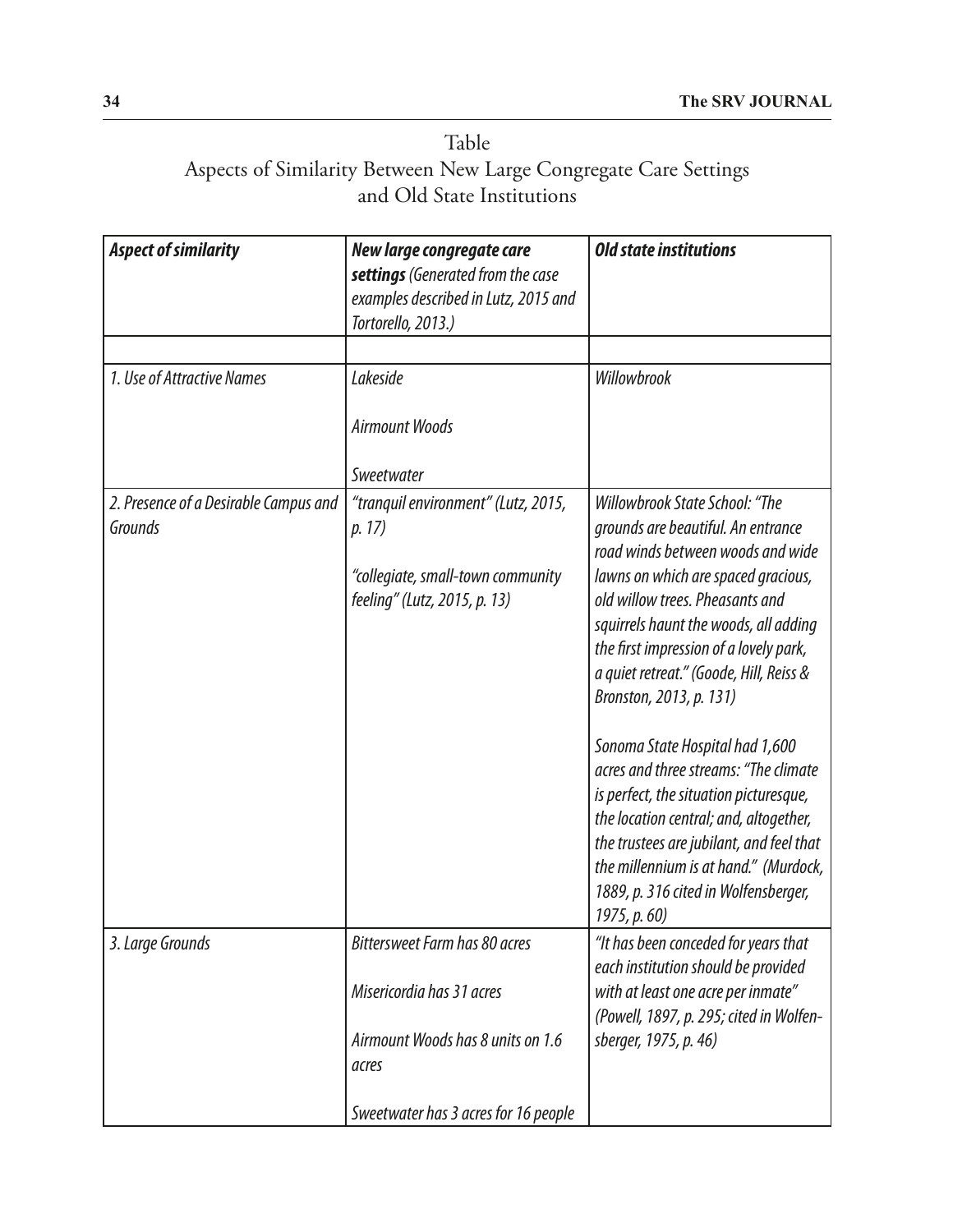Table
Aspects of Similarity Between New Large Congregate Care Settings and Old State Institutions

| ***Aspect of similarity*** | ***New large congregate care settings*** *(Generated from the case examples described in Lutz, 2015 and Tortorello, 2013.)* | ***Old state institutions*** |
|---|---|---|
| | | |
| *1. Use of Attractive Names* | *Lakeside*<br><br>*Airmount Woods*<br><br>*Sweetwater* | *Willowbrook* |
| *2. Presence of a Desirable Campus and Grounds* | *"tranquil environment" (Lutz, 2015, p. 17)*<br><br>*"collegiate, small-town community feeling" (Lutz, 2015, p. 13)* | *Willowbrook State School: "The grounds are beautiful. An entrance road winds between woods and wide lawns on which are spaced gracious, old willow trees. Pheasants and squirrels haunt the woods, all adding the first impression of a lovely park, a quiet retreat." (Goode, Hill, Reiss & Bronston, 2013, p. 131)*<br><br>*Sonoma State Hospital had 1,600 acres and three streams: "The climate is perfect, the situation picturesque, the location central; and, altogether, the trustees are jubilant, and feel that the millennium is at hand." (Murdock, 1889, p. 316 cited in Wolfensberger, 1975, p. 60)* |
| *3. Large Grounds* | *Bittersweet Farm has 80 acres*<br><br>*Misericordia has 31 acres*<br><br>*Airmount Woods has 8 units on 1.6 acres*<br><br>*Sweetwater has 3 acres for 16 people* | *"It has been conceded for years that each institution should be provided with at least one acre per inmate" (Powell, 1897, p. 295; cited in Wolfensberger, 1975, p. 46)* |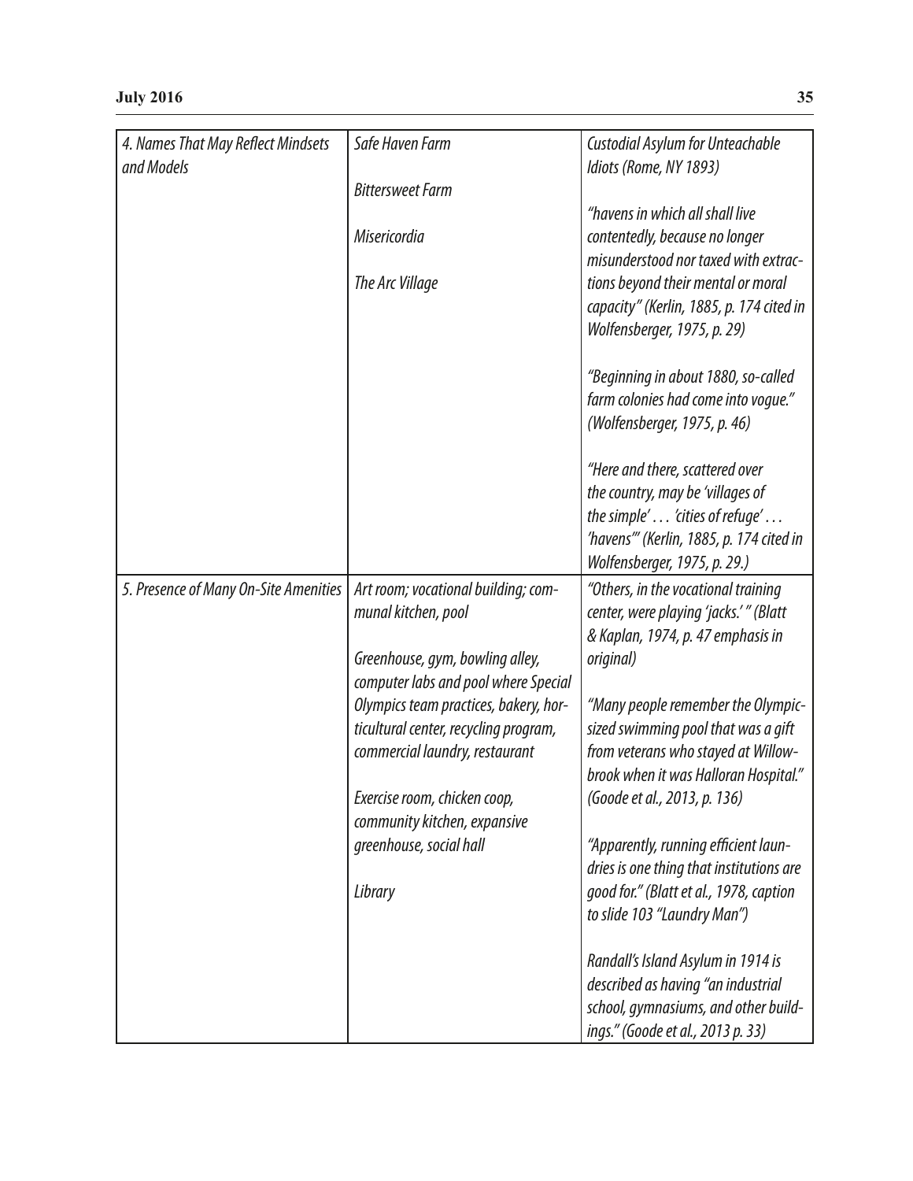| | | |
|---|---|---|
| *4. Names That May Reflect Mindsets and Models* | *Safe Haven Farm*<br><br>*Bittersweet Farm*<br><br>*Misericordia*<br><br>*The Arc Village* | *Custodial Asylum for Unteachable Idiots (Rome, NY 1893)*<br><br>*"havens in which all shall live contentedly, because no longer misunderstood nor taxed with extractions beyond their mental or moral capacity" (Kerlin, 1885, p. 174 cited in Wolfensberger, 1975, p. 29)*<br><br>*"Beginning in about 1880, so-called farm colonies had come into vogue." (Wolfensberger, 1975, p. 46)*<br><br>*"Here and there, scattered over the country, may be 'villages of the simple' . . . 'cities of refuge' . . . 'havens'" (Kerlin, 1885, p. 174 cited in Wolfensberger, 1975, p. 29.)* |
| *5. Presence of Many On-Site Amenities* | *Art room; vocational building; communal kitchen, pool*<br><br>*Greenhouse, gym, bowling alley, computer labs and pool where Special Olympics team practices, bakery, horticultural center, recycling program, commercial laundry, restaurant*<br><br>*Exercise room, chicken coop, community kitchen, expansive greenhouse, social hall*<br><br>*Library* | *"Others, in the vocational training center, were playing 'jacks.'" (Blatt & Kaplan, 1974, p. 47 emphasis in original)*<br><br>*"Many people remember the Olympic-sized swimming pool that was a gift from veterans who stayed at Willowbrook when it was Halloran Hospital." (Goode et al., 2013, p. 136)*<br><br>*"Apparently, running efficient laundries is one thing that institutions are good for." (Blatt et al., 1978, caption to slide 103 "Laundry Man")*<br><br>*Randall's Island Asylum in 1914 is described as having "an industrial school, gymnasiums, and other buildings." (Goode et al., 2013 p. 33)* |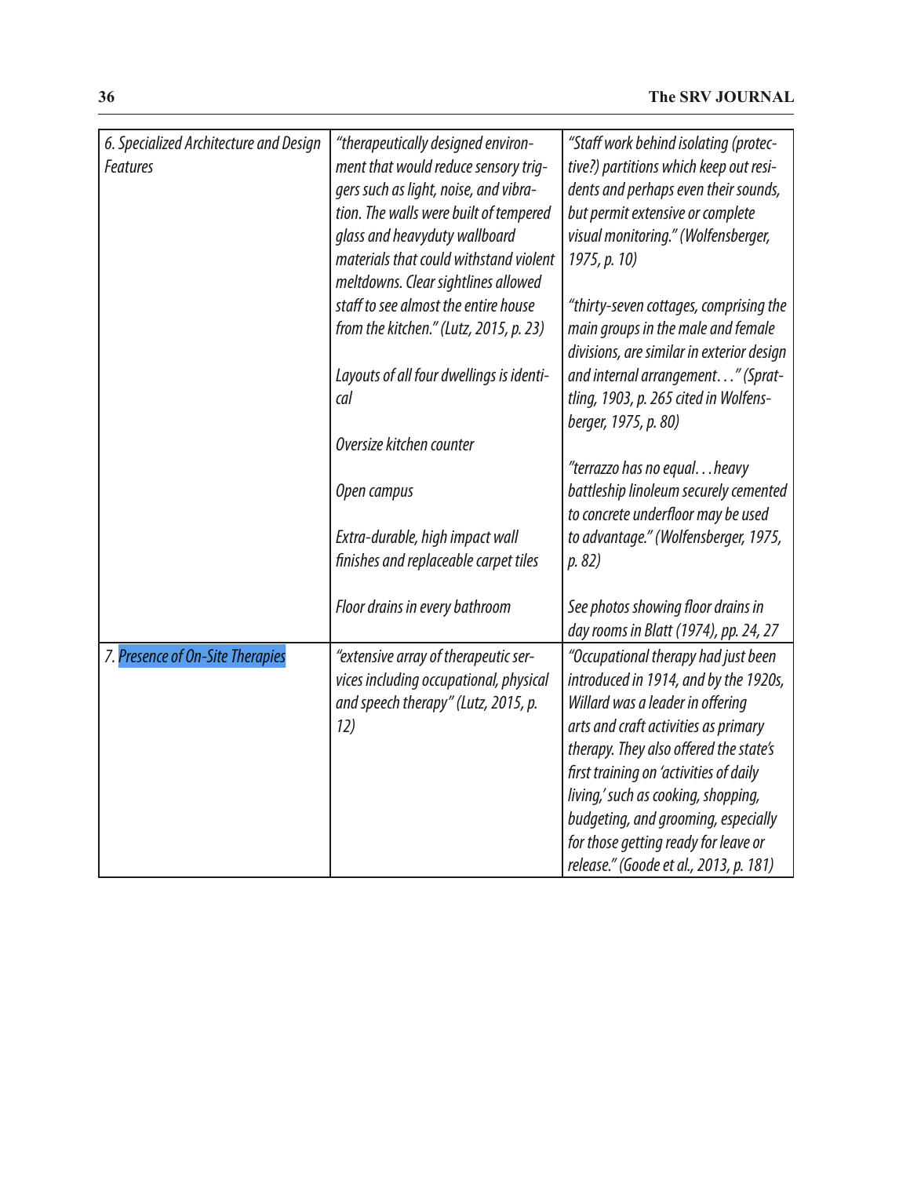| | | |
|---|---|---|
| *6. Specialized Architecture and Design Features* | *"therapeutically designed environment that would reduce sensory triggers such as light, noise, and vibration. The walls were built of tempered glass and heavyduty wallboard materials that could withstand violent meltdowns. Clear sightlines allowed staff to see almost the entire house from the kitchen." (Lutz, 2015, p. 23)*<br><br>*Layouts of all four dwellings is identical*<br><br>*Oversize kitchen counter*<br><br>*Open campus*<br><br>*Extra-durable, high impact wall finishes and replaceable carpet tiles*<br><br>*Floor drains in every bathroom* | *"Staff work behind isolating (protective?) partitions which keep out residents and perhaps even their sounds, but permit extensive or complete visual monitoring." (Wolfensberger, 1975, p. 10)*<br><br>*"thirty-seven cottages, comprising the main groups in the male and female divisions, are similar in exterior design and internal arrangement. . ." (Spratling, 1903, p. 265 cited in Wolfensberger, 1975, p. 80)*<br><br>*"terrazzo has no equal. . . heavy battleship linoleum securely cemented to concrete underfloor may be used to advantage." (Wolfensberger, 1975, p. 82)*<br><br>*See photos showing floor drains in day rooms in Blatt (1974), pp. 24, 27* |
| *7. Presence of On-Site Therapies* | *"extensive array of therapeutic services including occupational, physical and speech therapy" (Lutz, 2015, p. 12)* | *"Occupational therapy had just been introduced in 1914, and by the 1920s, Willard was a leader in offering arts and craft activities as primary therapy. They also offered the state's first training on 'activities of daily living,' such as cooking, shopping, budgeting, and grooming, especially for those getting ready for leave or release." (Goode et al., 2013, p. 181)* |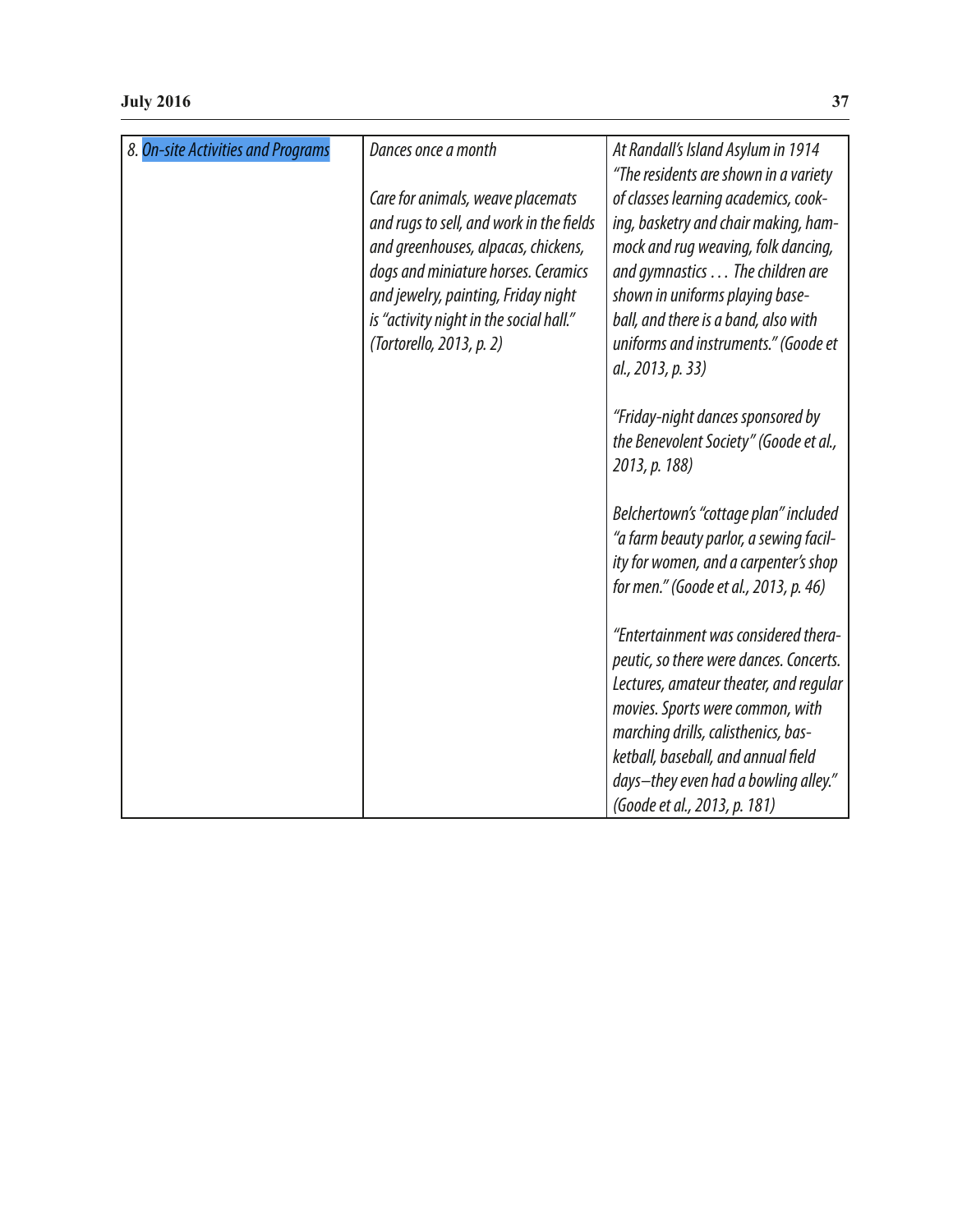| 8. *On-site Activities and Programs* | *Dances once a month*<br><br>*Care for animals, weave placemats and rugs to sell, and work in the fields and greenhouses, alpacas, chickens, dogs and miniature horses. Ceramics and jewelry, painting, Friday night is "activity night in the social hall." (Tortorello, 2013, p. 2)* | *At Randall's Island Asylum in 1914 "The residents are shown in a variety of classes learning academics, cooking, basketry and chair making, hammock and rug weaving, folk dancing, and gymnastics . . . The children are shown in uniforms playing baseball, and there is a band, also with uniforms and instruments." (Goode et al., 2013, p. 33)*<br><br>*"Friday-night dances sponsored by the Benevolent Society" (Goode et al., 2013, p. 188)*<br><br>*Belchertown's "cottage plan" included "a farm beauty parlor, a sewing facility for women, and a carpenter's shop for men." (Goode et al., 2013, p. 46)*<br><br>*"Entertainment was considered therapeutic, so there were dances. Concerts. Lectures, amateur theater, and regular movies. Sports were common, with marching drills, calisthenics, basketball, baseball, and annual field days—they even had a bowling alley." (Goode et al., 2013, p. 181)* |
|---|---|---|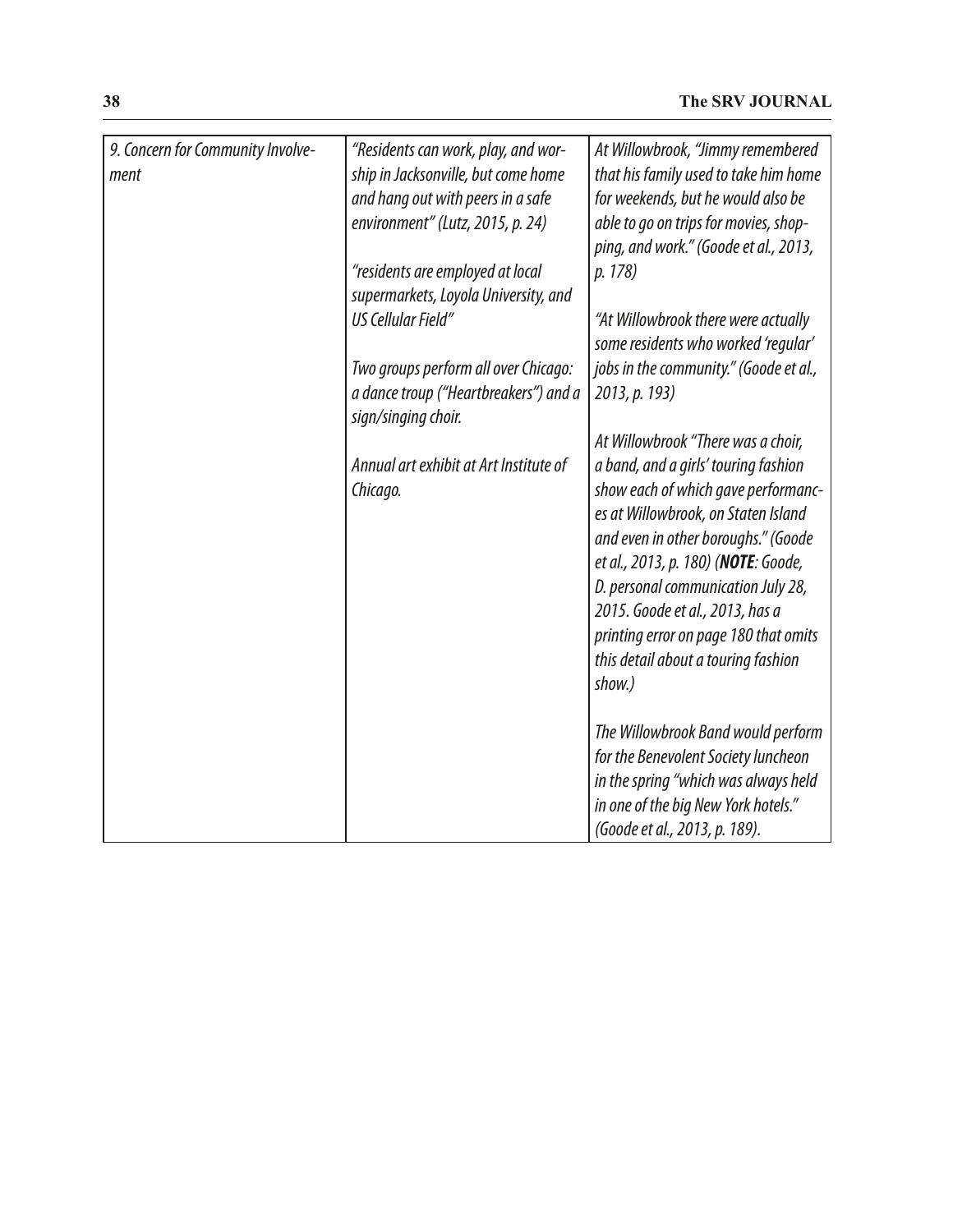| 9. *Concern for Community Involvement* | *"Residents can work, play, and worship in Jacksonville, but come home and hang out with peers in a safe environment" (Lutz, 2015, p. 24)*<br><br>*"residents are employed at local supermarkets, Loyola University, and US Cellular Field"*<br><br>*Two groups perform all over Chicago: a dance troup ("Heartbreakers") and a sign/singing choir.*<br><br>*Annual art exhibit at Art Institute of Chicago.* | *At Willowbrook, "Jimmy remembered that his family used to take him home for weekends, but he would also be able to go on trips for movies, shopping, and work." (Goode et al., 2013, p. 178)*<br><br>*"At Willowbrook there were actually some residents who worked 'regular' jobs in the community." (Goode et al., 2013, p. 193)*<br><br>*At Willowbrook "There was a choir, a band, and a girls' touring fashion show each of which gave performances at Willowbrook, on Staten Island and even in other boroughs." (Goode et al., 2013, p. 180) (**NOTE**: Goode, D. personal communication July 28, 2015. Goode et al., 2013, has a printing error on page 180 that omits this detail about a touring fashion show.)*<br><br>*The Willowbrook Band would perform for the Benevolent Society luncheon in the spring "which was always held in one of the big New York hotels." (Goode et al., 2013, p. 189).* |
|---|---|---|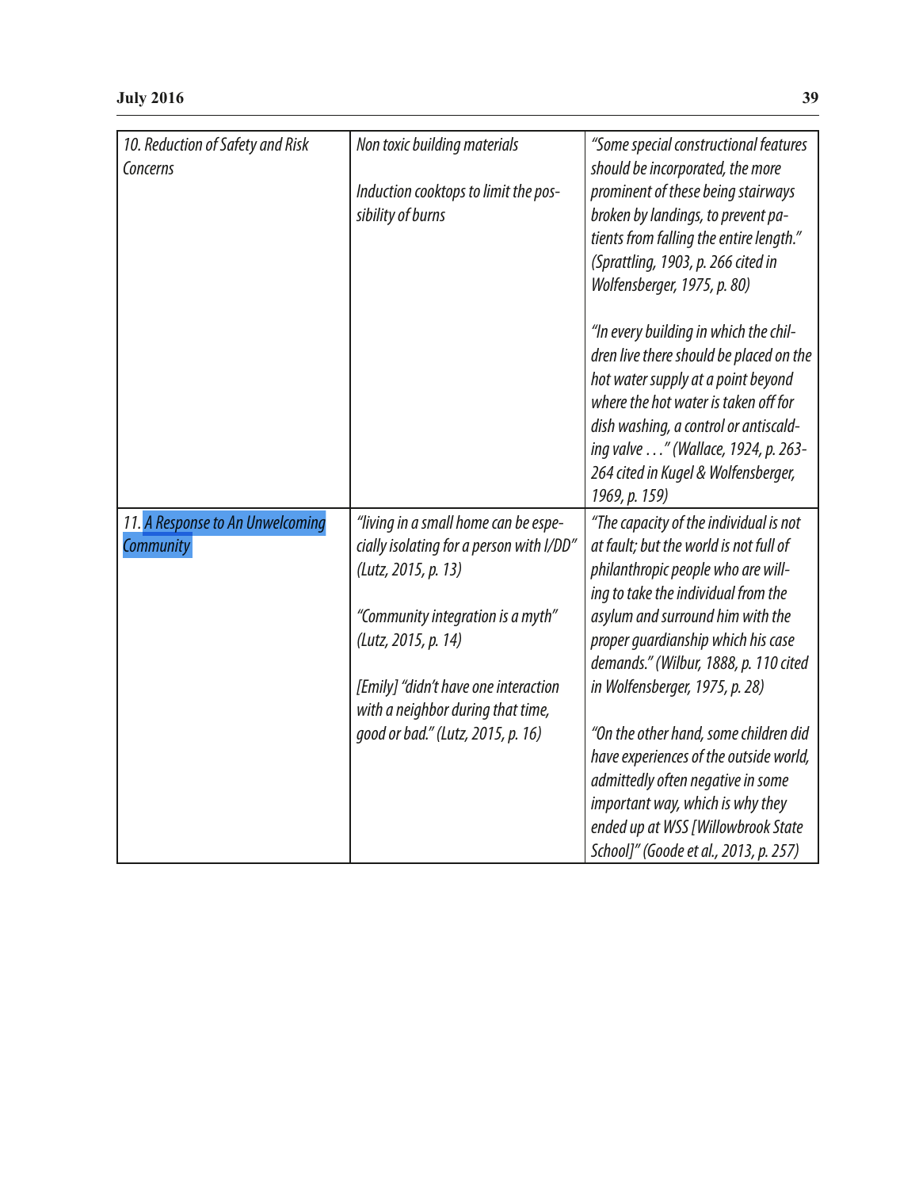| | | |
|---|---|---|
| *10. Reduction of Safety and Risk Concerns* | *Non toxic building materials*<br><br>*Induction cooktops to limit the possibility of burns* | *"Some special constructional features should be incorporated, the more prominent of these being stairways broken by landings, to prevent patients from falling the entire length." (Sprattling, 1903, p. 266 cited in Wolfensberger, 1975, p. 80)*<br><br>*"In every building in which the children live there should be placed on the hot water supply at a point beyond where the hot water is taken off for dish washing, a control or antiscalding valve . . ." (Wallace, 1924, p. 263-264 cited in Kugel & Wolfensberger, 1969, p. 159)* |
| *11. A Response to An Unwelcoming Community* | *"living in a small home can be especially isolating for a person with I/DD" (Lutz, 2015, p. 13)*<br><br>*"Community integration is a myth" (Lutz, 2015, p. 14)*<br><br>*[Emily] "didn't have one interaction with a neighbor during that time, good or bad." (Lutz, 2015, p. 16)* | *"The capacity of the individual is not at fault; but the world is not full of philanthropic people who are willing to take the individual from the asylum and surround him with the proper guardianship which his case demands." (Wilbur, 1888, p. 110 cited in Wolfensberger, 1975, p. 28)*<br><br>*"On the other hand, some children did have experiences of the outside world, admittedly often negative in some important way, which is why they ended up at WSS [Willowbrook State School]" (Goode et al., 2013, p. 257)* |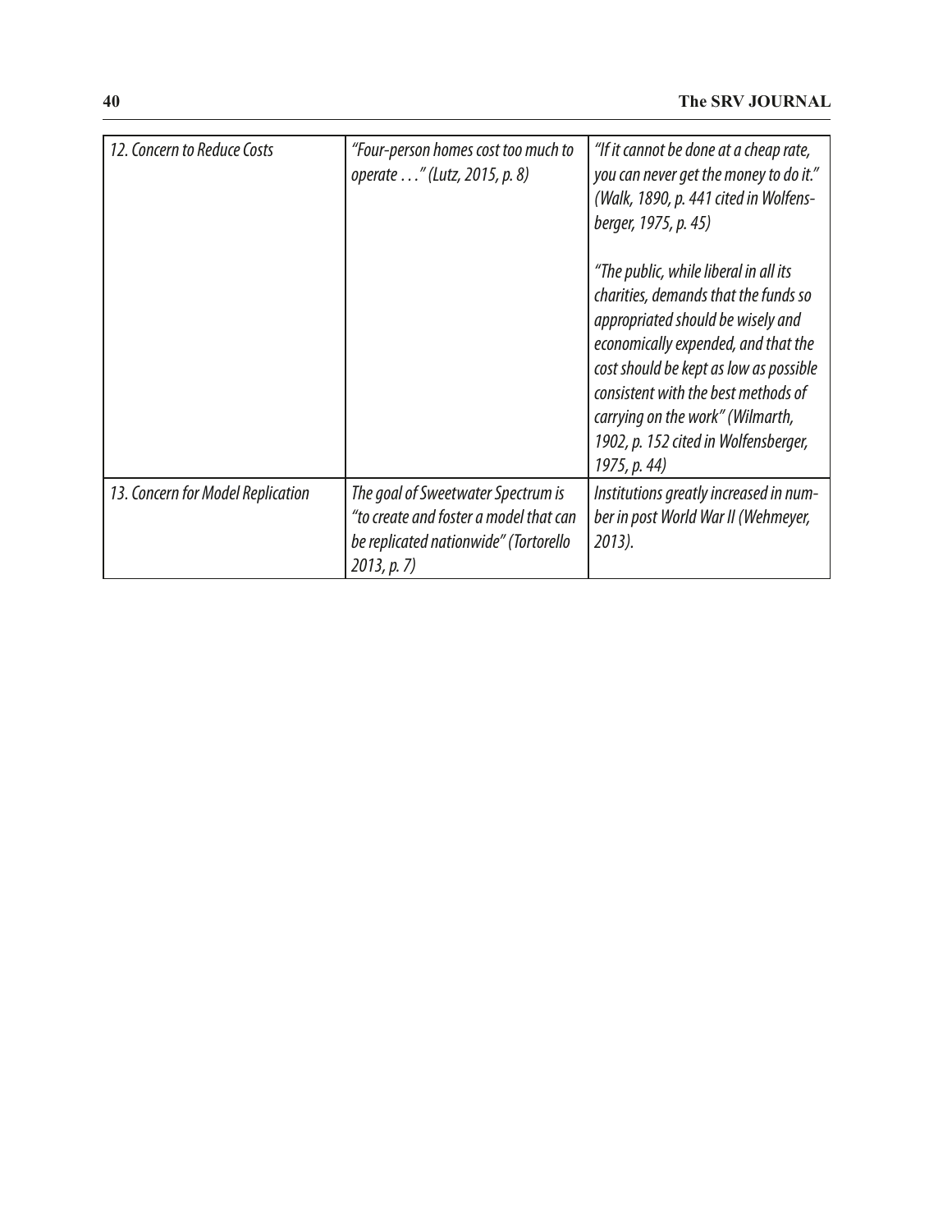| | | |
|---|---|---|
| *12. Concern to Reduce Costs* | *"Four-person homes cost too much to operate . . ." (Lutz, 2015, p. 8)* | *"If it cannot be done at a cheap rate, you can never get the money to do it." (Walk, 1890, p. 441 cited in Wolfensberger, 1975, p. 45)*<br><br>*"The public, while liberal in all its charities, demands that the funds so appropriated should be wisely and economically expended, and that the cost should be kept as low as possible consistent with the best methods of carrying on the work" (Wilmarth, 1902, p. 152 cited in Wolfensberger, 1975, p. 44)* |
| *13. Concern for Model Replication* | *The goal of Sweetwater Spectrum is "to create and foster a model that can be replicated nationwide" (Tortorello 2013, p. 7)* | *Institutions greatly increased in number in post World War II (Wehmeyer, 2013).* |